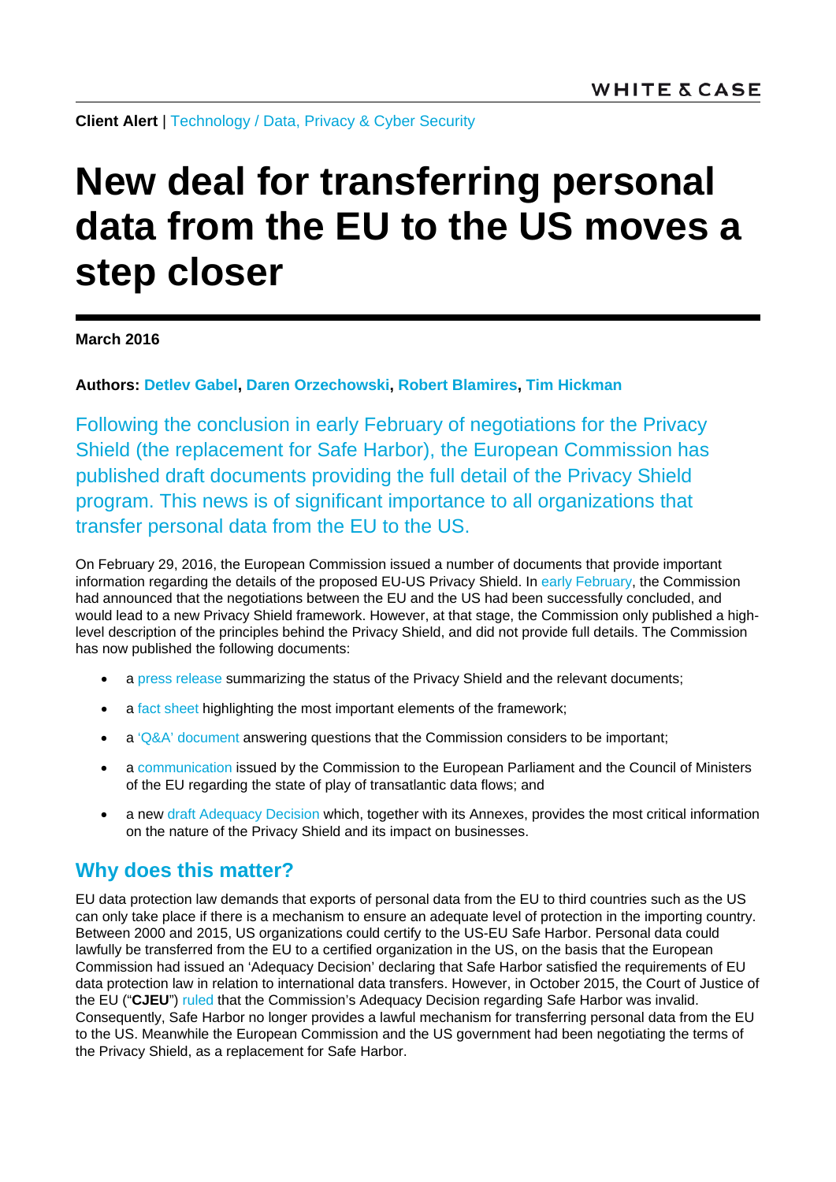**Client Alert** | Technology / Data, Privacy & Cyber Security

# New deal for transferring personal data from the EU to the US moves a step closer

**March 2016**

**Authors: Detlev Gabel, Daren Orzechowski, Robert Blamires, Tim Hickman**

Following the conclusion in early February of negotiations for the Privacy Shield (the replacement for Safe Harbor), the European Commission has published draft documents providing the full detail of the Privacy Shield program. This news is of significant importance to all organizations that transfer personal data from the EU to the US.

On February 29, 2016, the European Commission issued a number of documents that provide important information regarding the details of the proposed EU-US Privacy Shield. In early February, the Commission had announced that the negotiations between the EU and the US had been successfully concluded, and would lead to a new Privacy Shield framework. However, at that stage, the Commission only published a high-level description of the principles behind the Privacy Shield, and did not provide full details. The Commission has now published the following documents:

- a press release summarizing the status of the Privacy Shield and the relevant documents;
- a fact sheet highlighting the most important elements of the framework;
- a 'Q&A' document answering questions that the Commission considers to be important;
- a communication issued by the Commission to the European Parliament and the Council of Ministers of the EU regarding the state of play of transatlantic data flows; and
- a new draft Adequacy Decision which, together with its Annexes, provides the most critical information on the nature of the Privacy Shield and its impact on businesses.

## Why does this matter?

EU data protection law demands that exports of personal data from the EU to third countries such as the US can only take place if there is a mechanism to ensure an adequate level of protection in the importing country. Between 2000 and 2015, US organizations could certify to the US-EU Safe Harbor. Personal data could lawfully be transferred from the EU to a certified organization in the US, on the basis that the European Commission had issued an 'Adequacy Decision' declaring that Safe Harbor satisfied the requirements of EU data protection law in relation to international data transfers. However, in October 2015, the Court of Justice of the EU ("**CJEU**") ruled that the Commission's Adequacy Decision regarding Safe Harbor was invalid. Consequently, Safe Harbor no longer provides a lawful mechanism for transferring personal data from the EU to the US. Meanwhile the European Commission and the US government had been negotiating the terms of the Privacy Shield, as a replacement for Safe Harbor.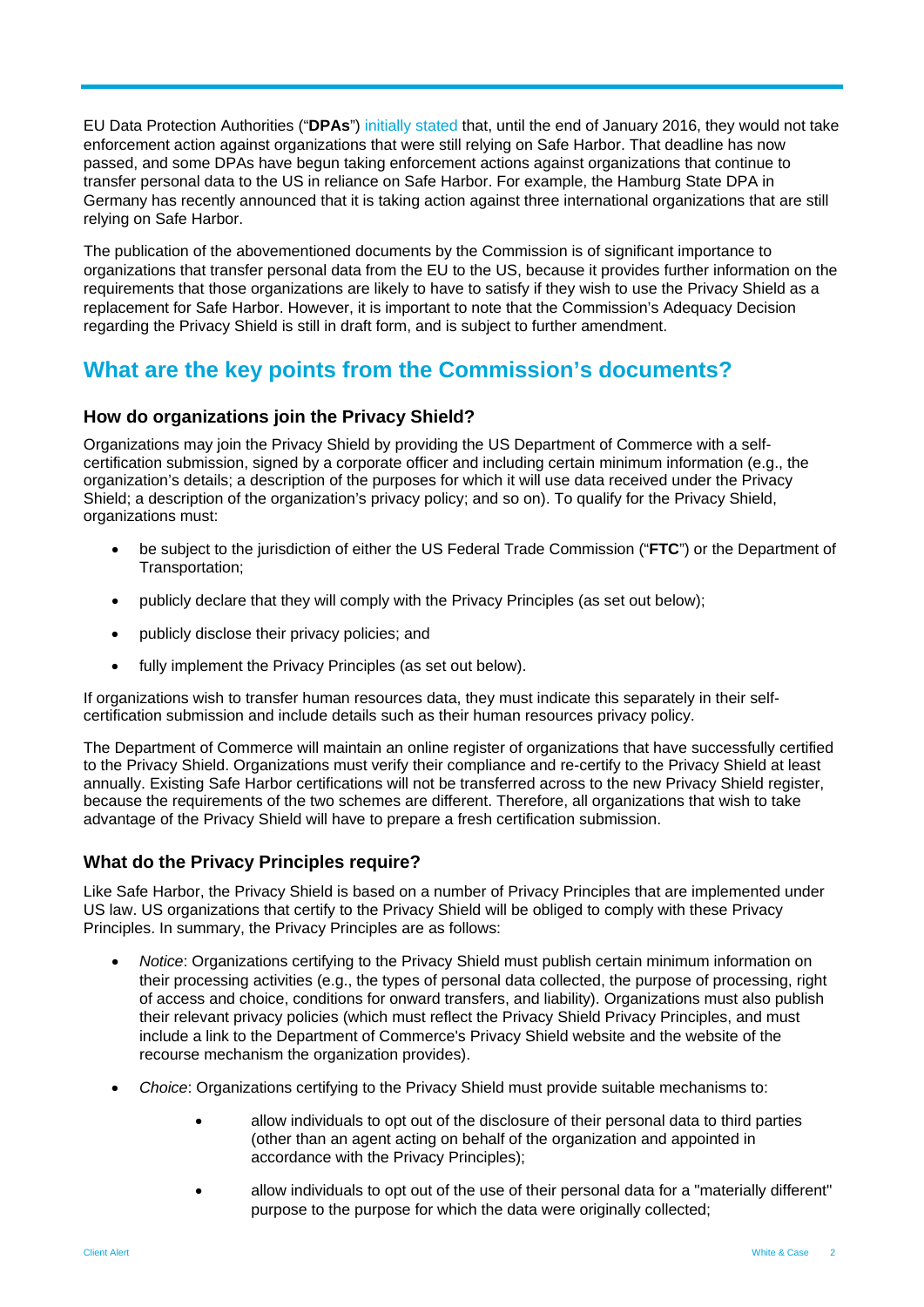EU Data Protection Authorities ("**DPAs**") initially stated that, until the end of January 2016, they would not take enforcement action against organizations that were still relying on Safe Harbor. That deadline has now passed, and some DPAs have begun taking enforcement actions against organizations that continue to transfer personal data to the US in reliance on Safe Harbor. For example, the Hamburg State DPA in Germany has recently announced that it is taking action against three international organizations that are still relying on Safe Harbor.

The publication of the abovementioned documents by the Commission is of significant importance to organizations that transfer personal data from the EU to the US, because it provides further information on the requirements that those organizations are likely to have to satisfy if they wish to use the Privacy Shield as a replacement for Safe Harbor. However, it is important to note that the Commission's Adequacy Decision regarding the Privacy Shield is still in draft form, and is subject to further amendment.

## What are the key points from the Commission's documents?

### How do organizations join the Privacy Shield?

Organizations may join the Privacy Shield by providing the US Department of Commerce with a self-certification submission, signed by a corporate officer and including certain minimum information (e.g., the organization's details; a description of the purposes for which it will use data received under the Privacy Shield; a description of the organization's privacy policy; and so on). To qualify for the Privacy Shield, organizations must:

- be subject to the jurisdiction of either the US Federal Trade Commission ("**FTC**") or the Department of Transportation;
- publicly declare that they will comply with the Privacy Principles (as set out below);
- publicly disclose their privacy policies; and
- fully implement the Privacy Principles (as set out below).

If organizations wish to transfer human resources data, they must indicate this separately in their self-certification submission and include details such as their human resources privacy policy.

The Department of Commerce will maintain an online register of organizations that have successfully certified to the Privacy Shield. Organizations must verify their compliance and re-certify to the Privacy Shield at least annually. Existing Safe Harbor certifications will not be transferred across to the new Privacy Shield register, because the requirements of the two schemes are different. Therefore, all organizations that wish to take advantage of the Privacy Shield will have to prepare a fresh certification submission.

### What do the Privacy Principles require?

Like Safe Harbor, the Privacy Shield is based on a number of Privacy Principles that are implemented under US law. US organizations that certify to the Privacy Shield will be obliged to comply with these Privacy Principles. In summary, the Privacy Principles are as follows:

- *Notice*: Organizations certifying to the Privacy Shield must publish certain minimum information on their processing activities (e.g., the types of personal data collected, the purpose of processing, right of access and choice, conditions for onward transfers, and liability). Organizations must also publish their relevant privacy policies (which must reflect the Privacy Shield Privacy Principles, and must include a link to the Department of Commerce's Privacy Shield website and the website of the recourse mechanism the organization provides).
- *Choice*: Organizations certifying to the Privacy Shield must provide suitable mechanisms to:
    - allow individuals to opt out of the disclosure of their personal data to third parties (other than an agent acting on behalf of the organization and appointed in accordance with the Privacy Principles);
    - allow individuals to opt out of the use of their personal data for a "materially different" purpose to the purpose for which the data were originally collected;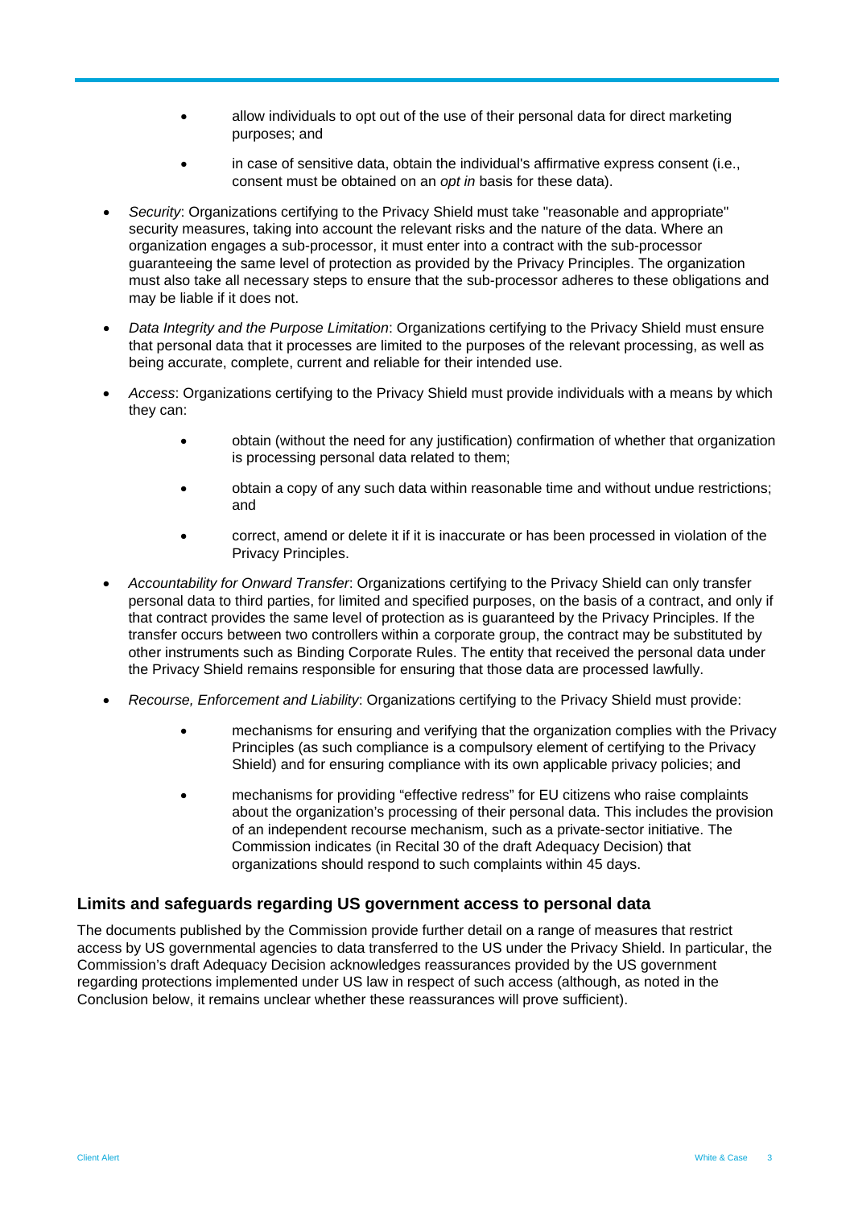- allow individuals to opt out of the use of their personal data for direct marketing purposes; and
  - in case of sensitive data, obtain the individual's affirmative express consent (i.e., consent must be obtained on an *opt in* basis for these data).

- *Security*: Organizations certifying to the Privacy Shield must take "reasonable and appropriate" security measures, taking into account the relevant risks and the nature of the data. Where an organization engages a sub-processor, it must enter into a contract with the sub-processor guaranteeing the same level of protection as provided by the Privacy Principles. The organization must also take all necessary steps to ensure that the sub-processor adheres to these obligations and may be liable if it does not.

- *Data Integrity and the Purpose Limitation*: Organizations certifying to the Privacy Shield must ensure that personal data that it processes are limited to the purposes of the relevant processing, as well as being accurate, complete, current and reliable for their intended use.

- *Access*: Organizations certifying to the Privacy Shield must provide individuals with a means by which they can:
  - obtain (without the need for any justification) confirmation of whether that organization is processing personal data related to them;
  - obtain a copy of any such data within reasonable time and without undue restrictions; and
  - correct, amend or delete it if it is inaccurate or has been processed in violation of the Privacy Principles.

- *Accountability for Onward Transfer*: Organizations certifying to the Privacy Shield can only transfer personal data to third parties, for limited and specified purposes, on the basis of a contract, and only if that contract provides the same level of protection as is guaranteed by the Privacy Principles. If the transfer occurs between two controllers within a corporate group, the contract may be substituted by other instruments such as Binding Corporate Rules. The entity that received the personal data under the Privacy Shield remains responsible for ensuring that those data are processed lawfully.

- *Recourse, Enforcement and Liability*: Organizations certifying to the Privacy Shield must provide:
  - mechanisms for ensuring and verifying that the organization complies with the Privacy Principles (as such compliance is a compulsory element of certifying to the Privacy Shield) and for ensuring compliance with its own applicable privacy policies; and
  - mechanisms for providing "effective redress" for EU citizens who raise complaints about the organization's processing of their personal data. This includes the provision of an independent recourse mechanism, such as a private-sector initiative. The Commission indicates (in Recital 30 of the draft Adequacy Decision) that organizations should respond to such complaints within 45 days.

## Limits and safeguards regarding US government access to personal data

The documents published by the Commission provide further detail on a range of measures that restrict access by US governmental agencies to data transferred to the US under the Privacy Shield. In particular, the Commission's draft Adequacy Decision acknowledges reassurances provided by the US government regarding protections implemented under US law in respect of such access (although, as noted in the Conclusion below, it remains unclear whether these reassurances will prove sufficient).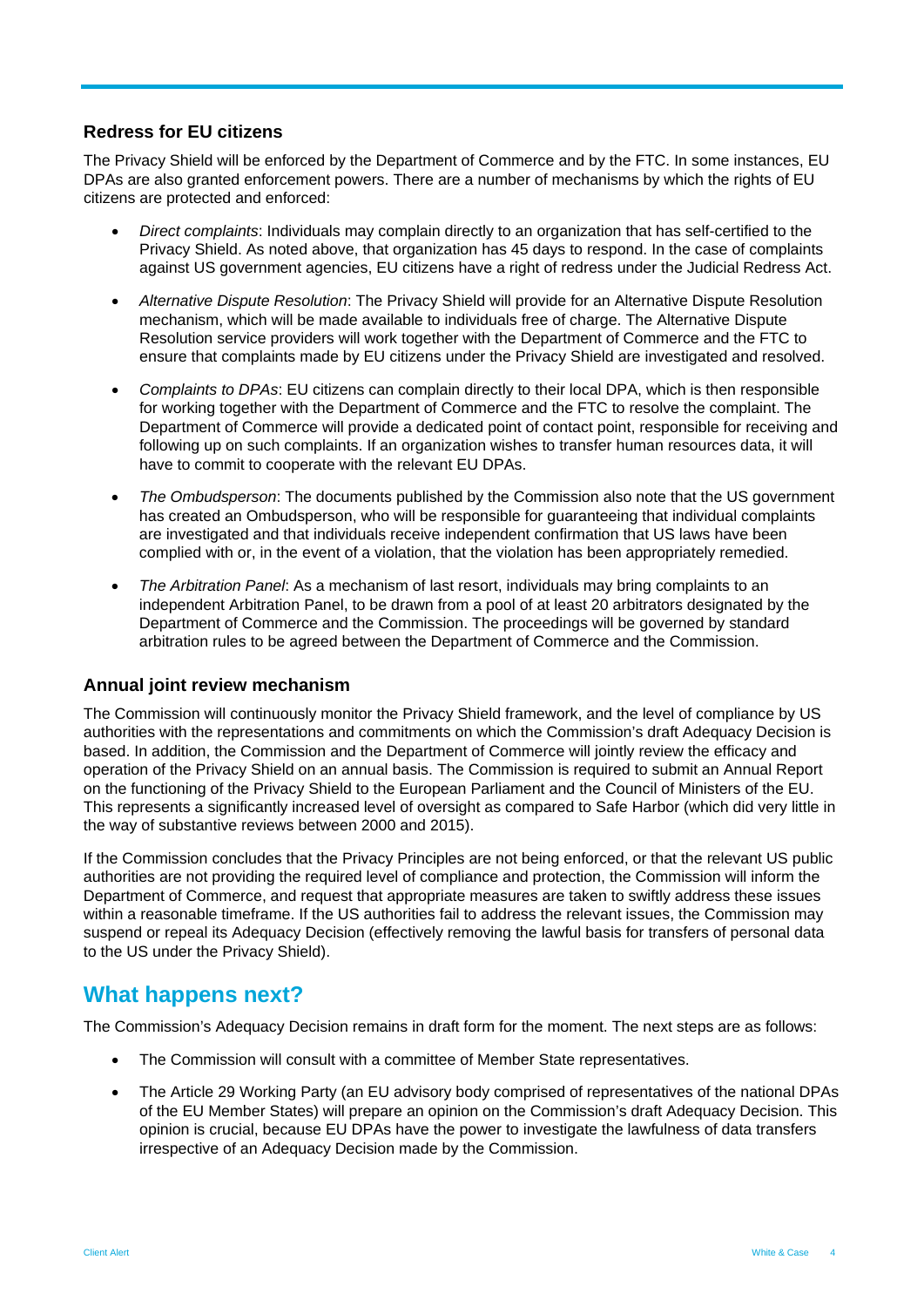### Redress for EU citizens

The Privacy Shield will be enforced by the Department of Commerce and by the FTC. In some instances, EU DPAs are also granted enforcement powers. There are a number of mechanisms by which the rights of EU citizens are protected and enforced:

- *Direct complaints*: Individuals may complain directly to an organization that has self-certified to the Privacy Shield. As noted above, that organization has 45 days to respond. In the case of complaints against US government agencies, EU citizens have a right of redress under the Judicial Redress Act.
- *Alternative Dispute Resolution*: The Privacy Shield will provide for an Alternative Dispute Resolution mechanism, which will be made available to individuals free of charge. The Alternative Dispute Resolution service providers will work together with the Department of Commerce and the FTC to ensure that complaints made by EU citizens under the Privacy Shield are investigated and resolved.
- *Complaints to DPAs*: EU citizens can complain directly to their local DPA, which is then responsible for working together with the Department of Commerce and the FTC to resolve the complaint. The Department of Commerce will provide a dedicated point of contact point, responsible for receiving and following up on such complaints. If an organization wishes to transfer human resources data, it will have to commit to cooperate with the relevant EU DPAs.
- *The Ombudsperson*: The documents published by the Commission also note that the US government has created an Ombudsperson, who will be responsible for guaranteeing that individual complaints are investigated and that individuals receive independent confirmation that US laws have been complied with or, in the event of a violation, that the violation has been appropriately remedied.
- *The Arbitration Panel*: As a mechanism of last resort, individuals may bring complaints to an independent Arbitration Panel, to be drawn from a pool of at least 20 arbitrators designated by the Department of Commerce and the Commission. The proceedings will be governed by standard arbitration rules to be agreed between the Department of Commerce and the Commission.

### Annual joint review mechanism

The Commission will continuously monitor the Privacy Shield framework, and the level of compliance by US authorities with the representations and commitments on which the Commission's draft Adequacy Decision is based. In addition, the Commission and the Department of Commerce will jointly review the efficacy and operation of the Privacy Shield on an annual basis. The Commission is required to submit an Annual Report on the functioning of the Privacy Shield to the European Parliament and the Council of Ministers of the EU. This represents a significantly increased level of oversight as compared to Safe Harbor (which did very little in the way of substantive reviews between 2000 and 2015).

If the Commission concludes that the Privacy Principles are not being enforced, or that the relevant US public authorities are not providing the required level of compliance and protection, the Commission will inform the Department of Commerce, and request that appropriate measures are taken to swiftly address these issues within a reasonable timeframe. If the US authorities fail to address the relevant issues, the Commission may suspend or repeal its Adequacy Decision (effectively removing the lawful basis for transfers of personal data to the US under the Privacy Shield).

## What happens next?

The Commission's Adequacy Decision remains in draft form for the moment. The next steps are as follows:

- The Commission will consult with a committee of Member State representatives.
- The Article 29 Working Party (an EU advisory body comprised of representatives of the national DPAs of the EU Member States) will prepare an opinion on the Commission's draft Adequacy Decision. This opinion is crucial, because EU DPAs have the power to investigate the lawfulness of data transfers irrespective of an Adequacy Decision made by the Commission.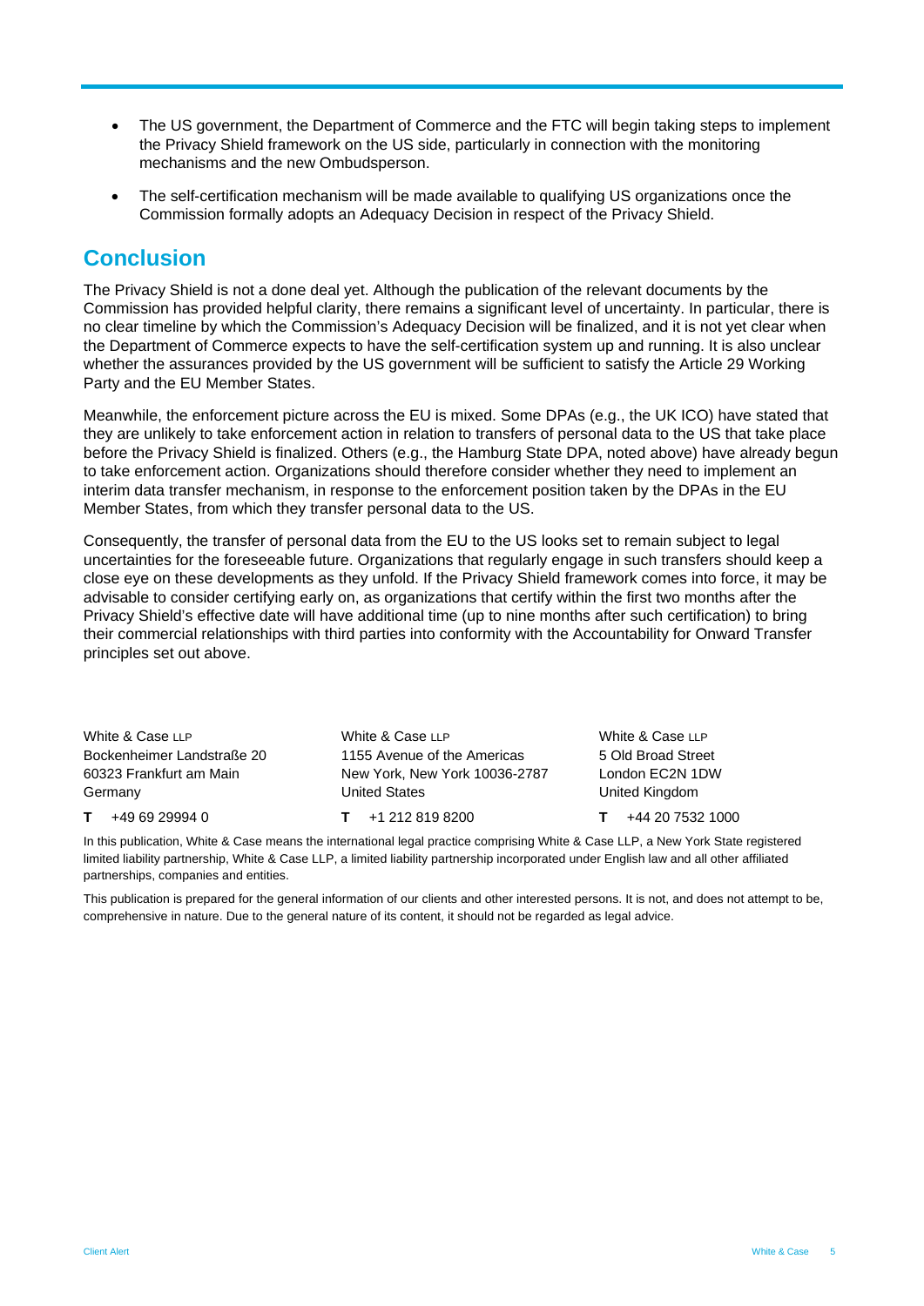- The US government, the Department of Commerce and the FTC will begin taking steps to implement the Privacy Shield framework on the US side, particularly in connection with the monitoring mechanisms and the new Ombudsperson.
- The self-certification mechanism will be made available to qualifying US organizations once the Commission formally adopts an Adequacy Decision in respect of the Privacy Shield.

## Conclusion

The Privacy Shield is not a done deal yet. Although the publication of the relevant documents by the Commission has provided helpful clarity, there remains a significant level of uncertainty. In particular, there is no clear timeline by which the Commission's Adequacy Decision will be finalized, and it is not yet clear when the Department of Commerce expects to have the self-certification system up and running. It is also unclear whether the assurances provided by the US government will be sufficient to satisfy the Article 29 Working Party and the EU Member States.

Meanwhile, the enforcement picture across the EU is mixed. Some DPAs (e.g., the UK ICO) have stated that they are unlikely to take enforcement action in relation to transfers of personal data to the US that take place before the Privacy Shield is finalized. Others (e.g., the Hamburg State DPA, noted above) have already begun to take enforcement action. Organizations should therefore consider whether they need to implement an interim data transfer mechanism, in response to the enforcement position taken by the DPAs in the EU Member States, from which they transfer personal data to the US.

Consequently, the transfer of personal data from the EU to the US looks set to remain subject to legal uncertainties for the foreseeable future. Organizations that regularly engage in such transfers should keep a close eye on these developments as they unfold. If the Privacy Shield framework comes into force, it may be advisable to consider certifying early on, as organizations that certify within the first two months after the Privacy Shield's effective date will have additional time (up to nine months after such certification) to bring their commercial relationships with third parties into conformity with the Accountability for Onward Transfer principles set out above.

White & Case LLP
Bockenheimer Landstraße 20
60323 Frankfurt am Main
Germany

**T** +49 69 29994 0

White & Case LLP
1155 Avenue of the Americas
New York, New York 10036-2787
United States

**T** +1 212 819 8200

White & Case LLP
5 Old Broad Street
London EC2N 1DW
United Kingdom

**T** +44 20 7532 1000

In this publication, White & Case means the international legal practice comprising White & Case LLP, a New York State registered limited liability partnership, White & Case LLP, a limited liability partnership incorporated under English law and all other affiliated partnerships, companies and entities.

This publication is prepared for the general information of our clients and other interested persons. It is not, and does not attempt to be, comprehensive in nature. Due to the general nature of its content, it should not be regarded as legal advice.